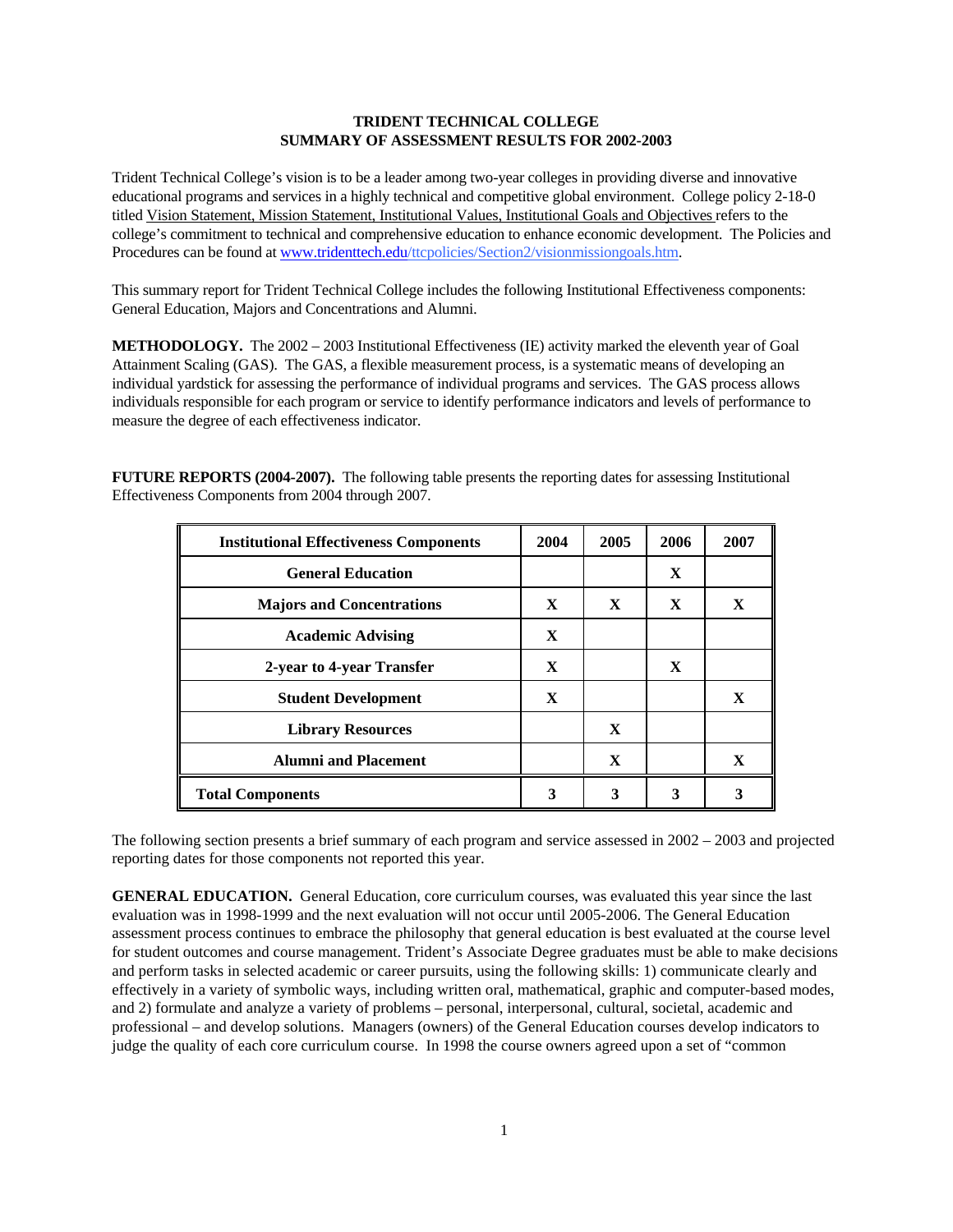**TRIDENT TECHNICAL COLLEGE**
**SUMMARY OF ASSESSMENT RESULTS FOR 2002-2003**

Trident Technical College's vision is to be a leader among two-year colleges in providing diverse and innovative educational programs and services in a highly technical and competitive global environment. College policy 2-18-0 titled Vision Statement, Mission Statement, Institutional Values, Institutional Goals and Objectives refers to the college's commitment to technical and comprehensive education to enhance economic development. The Policies and Procedures can be found at www.tridenttech.edu/ttcpolicies/Section2/visionmissiongoals.htm.

This summary report for Trident Technical College includes the following Institutional Effectiveness components: General Education, Majors and Concentrations and Alumni.

**METHODOLOGY.** The 2002 – 2003 Institutional Effectiveness (IE) activity marked the eleventh year of Goal Attainment Scaling (GAS). The GAS, a flexible measurement process, is a systematic means of developing an individual yardstick for assessing the performance of individual programs and services. The GAS process allows individuals responsible for each program or service to identify performance indicators and levels of performance to measure the degree of each effectiveness indicator.

**FUTURE REPORTS (2004-2007).** The following table presents the reporting dates for assessing Institutional Effectiveness Components from 2004 through 2007.

| Institutional Effectiveness Components | 2004 | 2005 | 2006 | 2007 |
|---|---|---|---|---|
| General Education | | | X | |
| Majors and Concentrations | X | X | X | X |
| Academic Advising | X | | | |
| 2-year to 4-year Transfer | X | | X | |
| Student Development | X | | | X |
| Library Resources | | X | | |
| Alumni and Placement | | X | | X |
| **Total Components** | **3** | **3** | **3** | **3** |

The following section presents a brief summary of each program and service assessed in 2002 – 2003 and projected reporting dates for those components not reported this year.

**GENERAL EDUCATION.** General Education, core curriculum courses, was evaluated this year since the last evaluation was in 1998-1999 and the next evaluation will not occur until 2005-2006. The General Education assessment process continues to embrace the philosophy that general education is best evaluated at the course level for student outcomes and course management. Trident's Associate Degree graduates must be able to make decisions and perform tasks in selected academic or career pursuits, using the following skills: 1) communicate clearly and effectively in a variety of symbolic ways, including written oral, mathematical, graphic and computer-based modes, and 2) formulate and analyze a variety of problems – personal, interpersonal, cultural, societal, academic and professional – and develop solutions. Managers (owners) of the General Education courses develop indicators to judge the quality of each core curriculum course. In 1998 the course owners agreed upon a set of "common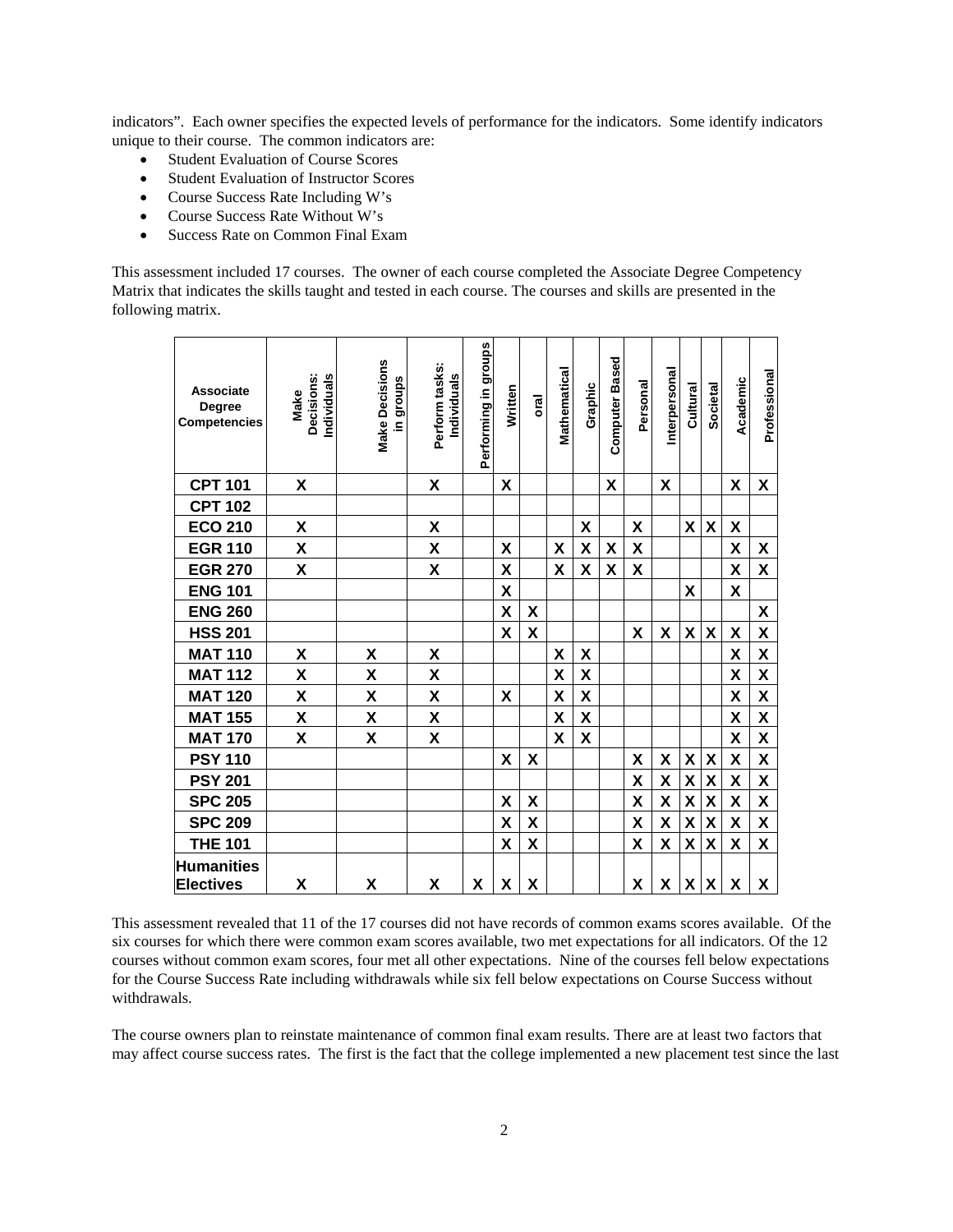indicators". Each owner specifies the expected levels of performance for the indicators. Some identify indicators unique to their course. The common indicators are:

- Student Evaluation of Course Scores
- Student Evaluation of Instructor Scores
- Course Success Rate Including W's
- Course Success Rate Without W's
- Success Rate on Common Final Exam

This assessment included 17 courses. The owner of each course completed the Associate Degree Competency Matrix that indicates the skills taught and tested in each course. The courses and skills are presented in the following matrix.

| Associate Degree Competencies | Make Decisions: Individuals | Make Decisions in groups | Perform tasks: Individuals | Performing in groups | Written | oral | Mathematical | Graphic | Computer Based | Personal | Interpersonal | Cultural | Societal | Academic | Professional |
|---|---|---|---|---|---|---|---|---|---|---|---|---|---|---|---|
| **CPT 101** | X | | X | | X | | | | X | | X | | | X | X |
| **CPT 102** | | | | | | | | | | | | | | | |
| **ECO 210** | X | | X | | | | | X | | X | | X | X | X | |
| **EGR 110** | X | | X | | X | | X | X | X | X | | | | X | X |
| **EGR 270** | X | | X | | X | | X | X | X | X | | | | X | X |
| **ENG 101** | | | | | X | | | | | | | X | | X | |
| **ENG 260** | | | | | X | X | | | | | | | | | X |
| **HSS 201** | | | | | X | X | | | | X | X | X | X | X | X |
| **MAT 110** | X | X | X | | | | X | X | | | | | | X | X |
| **MAT 112** | X | X | X | | | | X | X | | | | | | X | X |
| **MAT 120** | X | X | X | | X | | X | X | | | | | | X | X |
| **MAT 155** | X | X | X | | | | X | X | | | | | | X | X |
| **MAT 170** | X | X | X | | | | X | X | | | | | | X | X |
| **PSY 110** | | | | | X | X | | | | X | X | X | X | X | X |
| **PSY 201** | | | | | | | | | | X | X | X | X | X | X |
| **SPC 205** | | | | | X | X | | | | X | X | X | X | X | X |
| **SPC 209** | | | | | X | X | | | | X | X | X | X | X | X |
| **THE 101** | | | | | X | X | | | | X | X | X | X | X | X |
| **Humanities Electives** | X | X | X | X | X | X | | | | X | X | X | X | X | X |

This assessment revealed that 11 of the 17 courses did not have records of common exams scores available. Of the six courses for which there were common exam scores available, two met expectations for all indicators. Of the 12 courses without common exam scores, four met all other expectations. Nine of the courses fell below expectations for the Course Success Rate including withdrawals while six fell below expectations on Course Success without withdrawals.

The course owners plan to reinstate maintenance of common final exam results. There are at least two factors that may affect course success rates. The first is the fact that the college implemented a new placement test since the last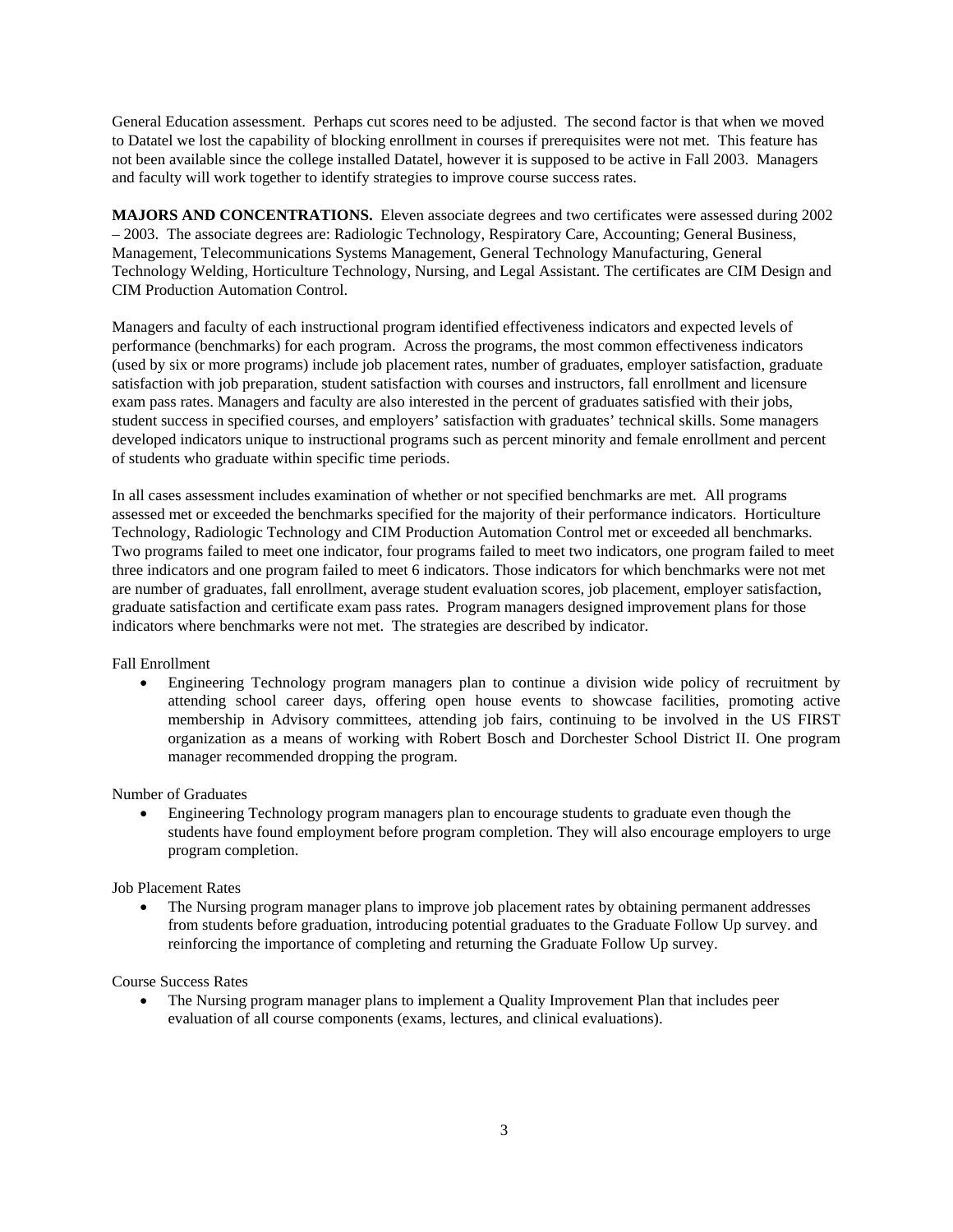General Education assessment. Perhaps cut scores need to be adjusted. The second factor is that when we moved to Datatel we lost the capability of blocking enrollment in courses if prerequisites were not met. This feature has not been available since the college installed Datatel, however it is supposed to be active in Fall 2003. Managers and faculty will work together to identify strategies to improve course success rates.

**MAJORS AND CONCENTRATIONS.** Eleven associate degrees and two certificates were assessed during 2002 – 2003. The associate degrees are: Radiologic Technology, Respiratory Care, Accounting; General Business, Management, Telecommunications Systems Management, General Technology Manufacturing, General Technology Welding, Horticulture Technology, Nursing, and Legal Assistant. The certificates are CIM Design and CIM Production Automation Control.

Managers and faculty of each instructional program identified effectiveness indicators and expected levels of performance (benchmarks) for each program. Across the programs, the most common effectiveness indicators (used by six or more programs) include job placement rates, number of graduates, employer satisfaction, graduate satisfaction with job preparation, student satisfaction with courses and instructors, fall enrollment and licensure exam pass rates. Managers and faculty are also interested in the percent of graduates satisfied with their jobs, student success in specified courses, and employers' satisfaction with graduates' technical skills. Some managers developed indicators unique to instructional programs such as percent minority and female enrollment and percent of students who graduate within specific time periods.

In all cases assessment includes examination of whether or not specified benchmarks are met. All programs assessed met or exceeded the benchmarks specified for the majority of their performance indicators. Horticulture Technology, Radiologic Technology and CIM Production Automation Control met or exceeded all benchmarks. Two programs failed to meet one indicator, four programs failed to meet two indicators, one program failed to meet three indicators and one program failed to meet 6 indicators. Those indicators for which benchmarks were not met are number of graduates, fall enrollment, average student evaluation scores, job placement, employer satisfaction, graduate satisfaction and certificate exam pass rates. Program managers designed improvement plans for those indicators where benchmarks were not met. The strategies are described by indicator.

Fall Enrollment

- Engineering Technology program managers plan to continue a division wide policy of recruitment by attending school career days, offering open house events to showcase facilities, promoting active membership in Advisory committees, attending job fairs, continuing to be involved in the US FIRST organization as a means of working with Robert Bosch and Dorchester School District II. One program manager recommended dropping the program.

Number of Graduates

- Engineering Technology program managers plan to encourage students to graduate even though the students have found employment before program completion. They will also encourage employers to urge program completion.

Job Placement Rates

- The Nursing program manager plans to improve job placement rates by obtaining permanent addresses from students before graduation, introducing potential graduates to the Graduate Follow Up survey. and reinforcing the importance of completing and returning the Graduate Follow Up survey.

Course Success Rates

- The Nursing program manager plans to implement a Quality Improvement Plan that includes peer evaluation of all course components (exams, lectures, and clinical evaluations).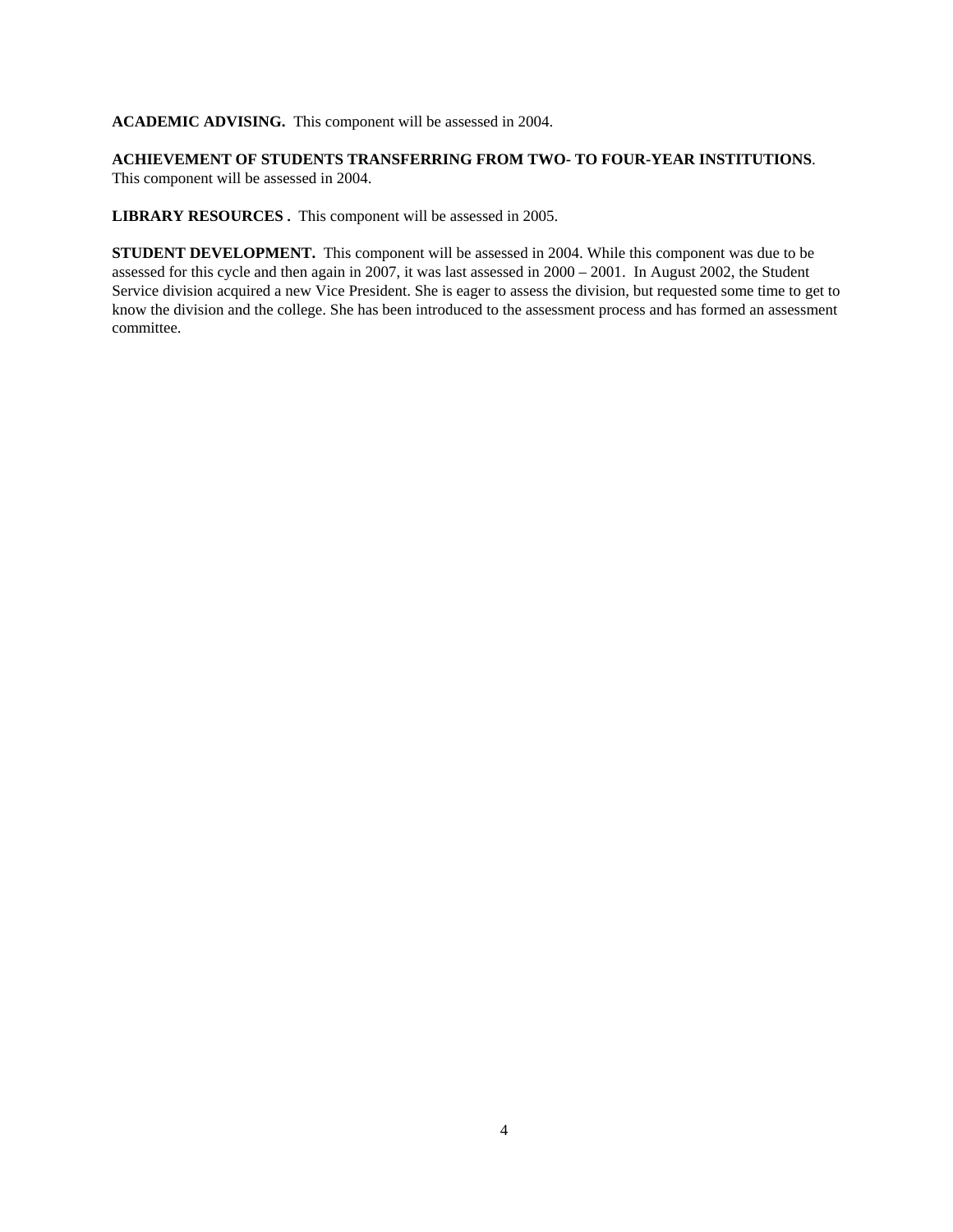**ACADEMIC ADVISING.** This component will be assessed in 2004.

**ACHIEVEMENT OF STUDENTS TRANSFERRING FROM TWO- TO FOUR-YEAR INSTITUTIONS**. This component will be assessed in 2004.

**LIBRARY RESOURCES .** This component will be assessed in 2005.

**STUDENT DEVELOPMENT.** This component will be assessed in 2004. While this component was due to be assessed for this cycle and then again in 2007, it was last assessed in 2000 – 2001. In August 2002, the Student Service division acquired a new Vice President. She is eager to assess the division, but requested some time to get to know the division and the college. She has been introduced to the assessment process and has formed an assessment committee.